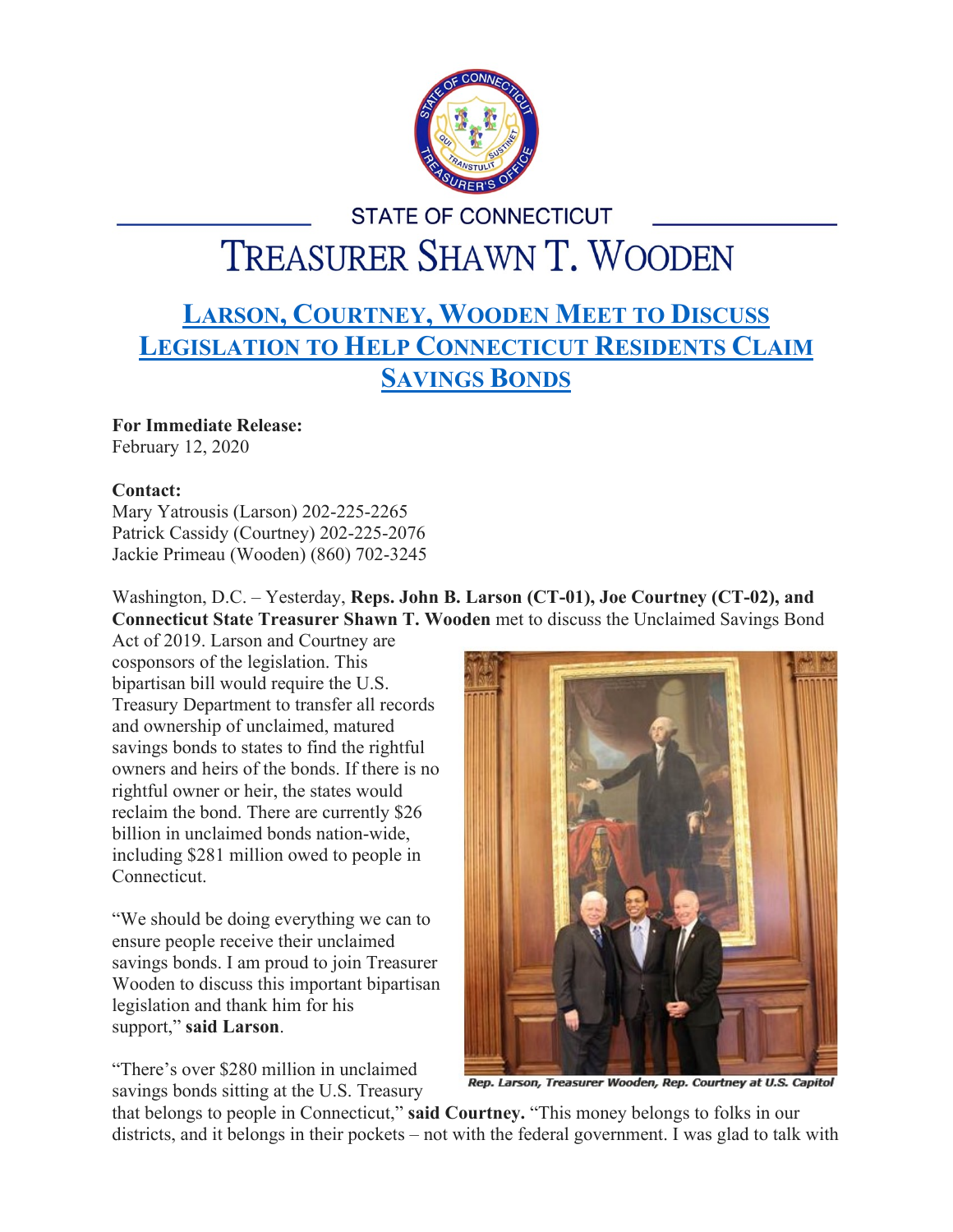STATE OF CONNECTICUT

# TREASURER SHAWN T. WOODEN

## LARSON, COURTNEY, WOODEN MEET TO DISCUSS LEGISLATION TO HELP CONNECTICUT RESIDENTS CLAIM SAVINGS BONDS

**For Immediate Release:**
February 12, 2020

**Contact:**
Mary Yatrousis (Larson) 202-225-2265
Patrick Cassidy (Courtney) 202-225-2076
Jackie Primeau (Wooden) (860) 702-3245

Washington, D.C. – Yesterday, **Reps. John B. Larson (CT-01), Joe Courtney (CT-02), and Connecticut State Treasurer Shawn T. Wooden** met to discuss the Unclaimed Savings Bond Act of 2019. Larson and Courtney are cosponsors of the legislation. This bipartisan bill would require the U.S. Treasury Department to transfer all records and ownership of unclaimed, matured savings bonds to states to find the rightful owners and heirs of the bonds. If there is no rightful owner or heir, the states would reclaim the bond. There are currently $26 billion in unclaimed bonds nation-wide, including $281 million owed to people in Connecticut.

*Rep. Larson, Treasurer Wooden, Rep. Courtney at U.S. Capitol*

"We should be doing everything we can to ensure people receive their unclaimed savings bonds. I am proud to join Treasurer Wooden to discuss this important bipartisan legislation and thank him for his support," **said Larson**.

"There's over $280 million in unclaimed savings bonds sitting at the U.S. Treasury that belongs to people in Connecticut," **said Courtney.** "This money belongs to folks in our districts, and it belongs in their pockets – not with the federal government. I was glad to talk with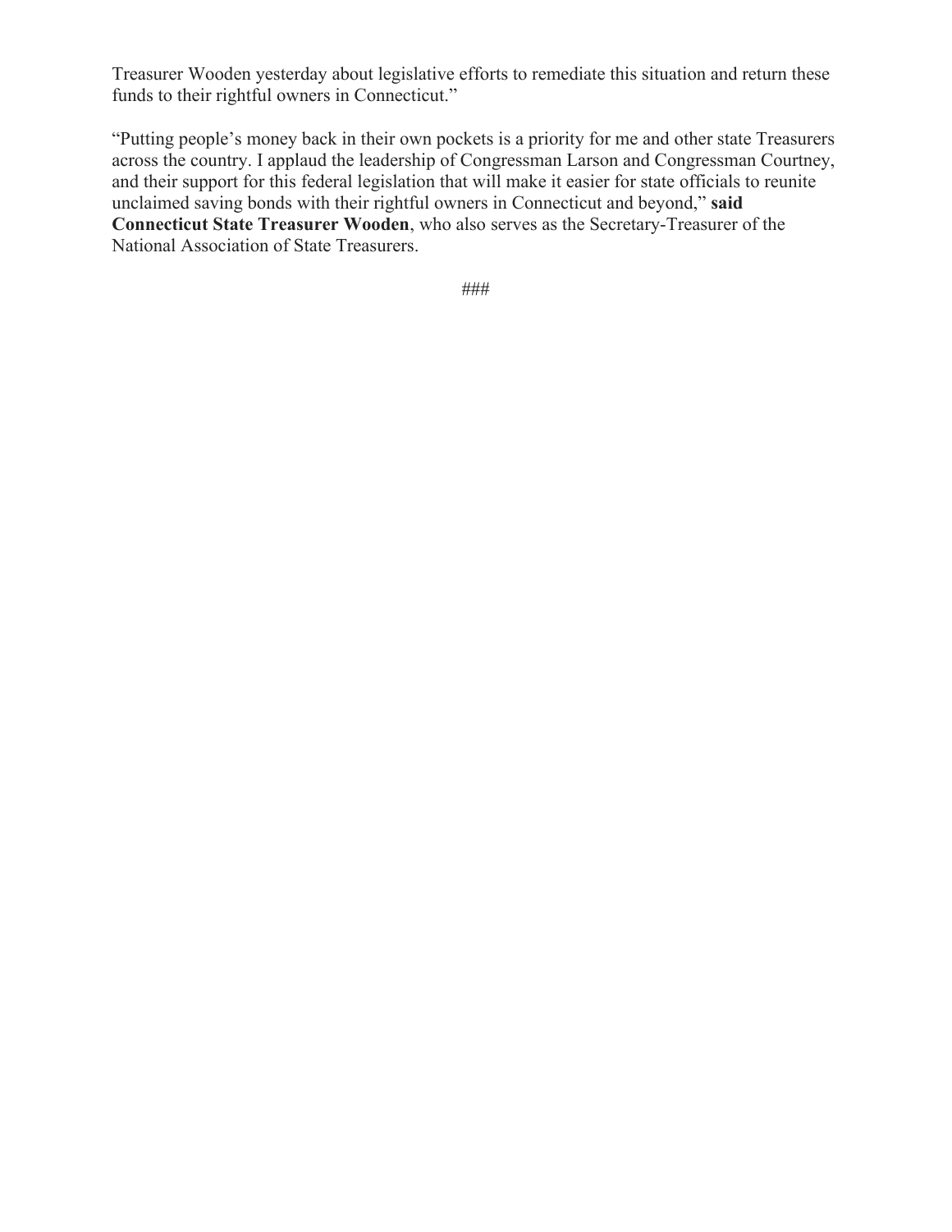Treasurer Wooden yesterday about legislative efforts to remediate this situation and return these funds to their rightful owners in Connecticut."

"Putting people's money back in their own pockets is a priority for me and other state Treasurers across the country. I applaud the leadership of Congressman Larson and Congressman Courtney, and their support for this federal legislation that will make it easier for state officials to reunite unclaimed saving bonds with their rightful owners in Connecticut and beyond," **said Connecticut State Treasurer Wooden**, who also serves as the Secretary-Treasurer of the National Association of State Treasurers.

###